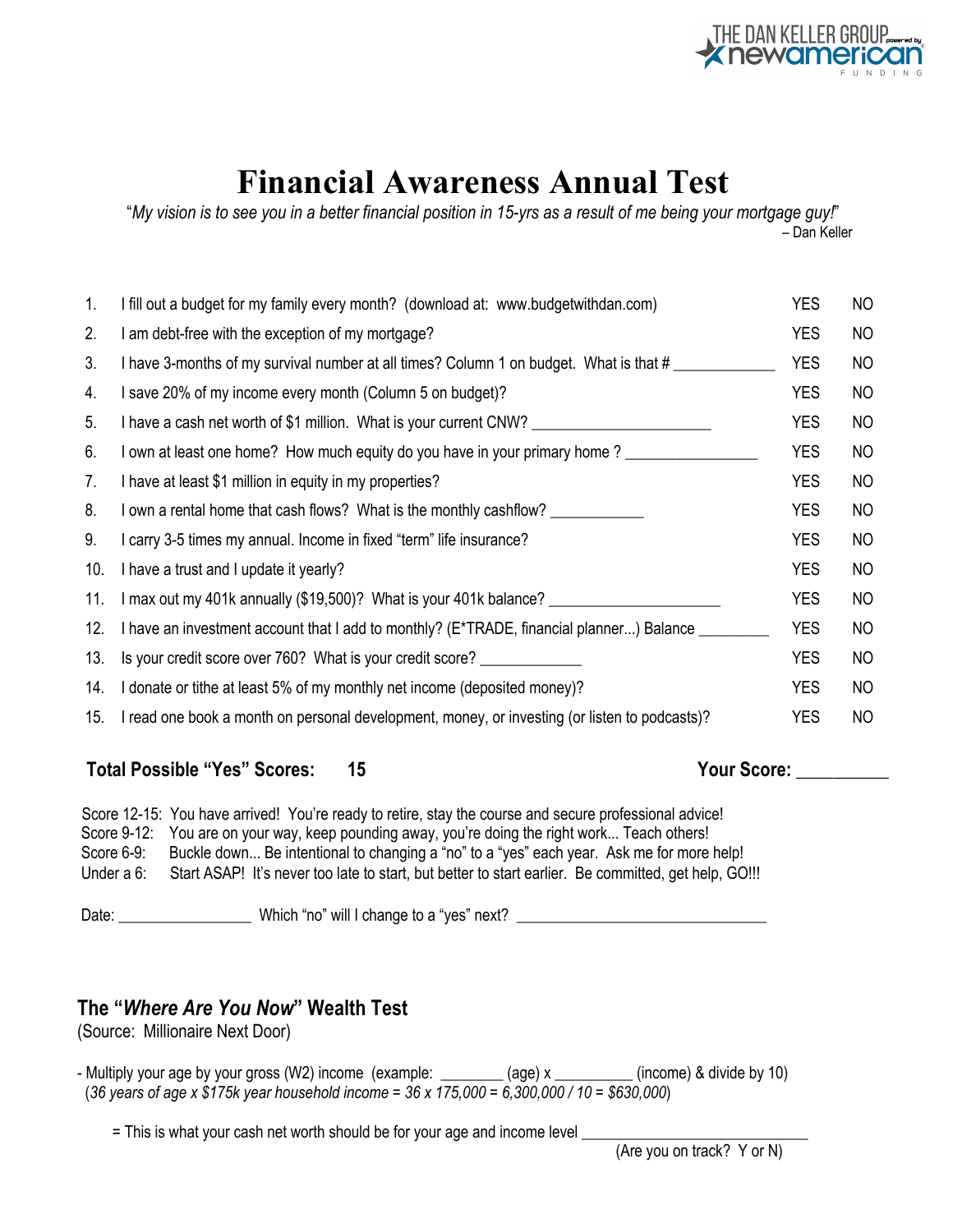THE DAN KELLER GROUP powered by newamerican FUNDING

# Financial Awareness Annual Test

"*My vision is to see you in a better financial position in 15-yrs as a result of me being your mortgage guy!*"
– Dan Keller

| # | Question | | |
|---|---|---|---|
| 1. | I fill out a budget for my family every month? (download at: www.budgetwithdan.com) | YES | NO |
| 2. | I am debt-free with the exception of my mortgage? | YES | NO |
| 3. | I have 3-months of my survival number at all times? Column 1 on budget. What is that # ____________ | YES | NO |
| 4. | I save 20% of my income every month (Column 5 on budget)? | YES | NO |
| 5. | I have a cash net worth of $1 million. What is your current CNW? ____________________ | YES | NO |
| 6. | I own at least one home? How much equity do you have in your primary home ? _______________ | YES | NO |
| 7. | I have at least $1 million in equity in my properties? | YES | NO |
| 8. | I own a rental home that cash flows? What is the monthly cashflow? ___________ | YES | NO |
| 9. | I carry 3-5 times my annual. Income in fixed "term" life insurance? | YES | NO |
| 10. | I have a trust and I update it yearly? | YES | NO |
| 11. | I max out my 401k annually ($19,500)? What is your 401k balance? ____________________ | YES | NO |
| 12. | I have an investment account that I add to monthly? (E*TRADE, financial planner...) Balance ________ | YES | NO |
| 13. | Is your credit score over 760? What is your credit score? ____________ | YES | NO |
| 14. | I donate or tithe at least 5% of my monthly net income (deposited money)? | YES | NO |
| 15. | I read one book a month on personal development, money, or investing (or listen to podcasts)? | YES | NO |

**Total Possible "Yes" Scores: 15** **Your Score: __________**

Score 12-15: You have arrived! You're ready to retire, stay the course and secure professional advice!
Score 9-12: You are on your way, keep pounding away, you're doing the right work... Teach others!
Score 6-9: Buckle down... Be intentional to changing a "no" to a "yes" each year. Ask me for more help!
Under a 6: Start ASAP! It's never too late to start, but better to start earlier. Be committed, get help, GO!!!

Date: ________________ Which "no" will I change to a "yes" next? ______________________________

## The "*Where Are You Now*" Wealth Test

(Source: Millionaire Next Door)

- Multiply your age by your gross (W2) income (example: ________ (age) x __________ (income) & divide by 10)
  (*36 years of age x $175k year household income = 36 x 175,000 = 6,300,000 / 10 = $630,000*)

= This is what your cash net worth should be for your age and income level ___________________________
(Are you on track? Y or N)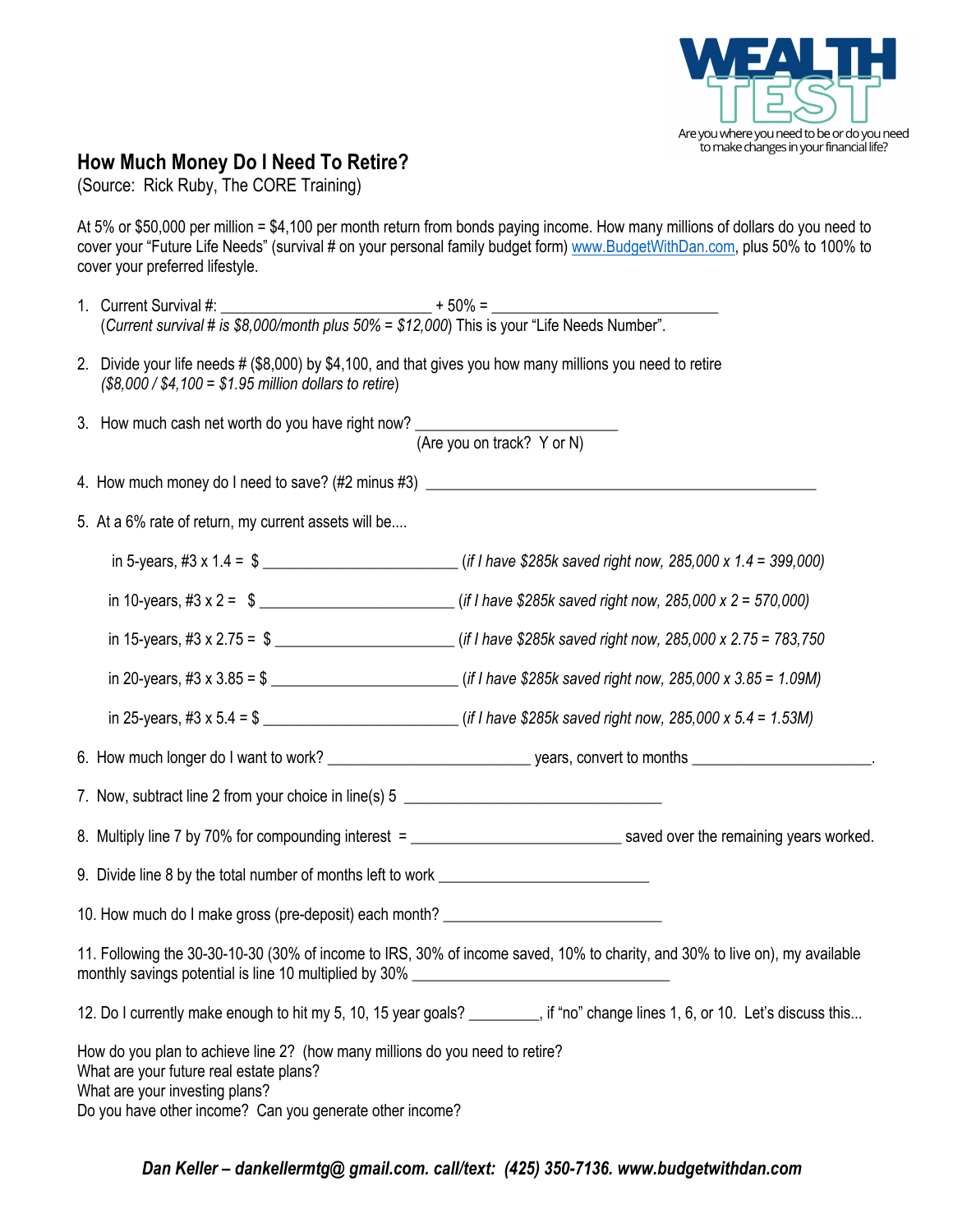WEALTH TEST

Are you where you need to be or do you need to make changes in your financial life?

## How Much Money Do I Need To Retire?

(Source: Rick Ruby, The CORE Training)

At 5% or $50,000 per million = $4,100 per month return from bonds paying income. How many millions of dollars do you need to cover your "Future Life Needs" (survival # on your personal family budget form) www.BudgetWithDan.com, plus 50% to 100% to cover your preferred lifestyle.

1. Current Survival #: ___________________________ + 50% = _____________________________
   (*Current survival # is $8,000/month plus 50% = $12,000*) This is your "Life Needs Number".

2. Divide your life needs # ($8,000) by $4,100, and that gives you how many millions you need to retire
   *($8,000 / $4,100 = $1.95 million dollars to retire)*

3. How much cash net worth do you have right now? __________________________
   (Are you on track? Y or N)

4. How much money do I need to save? (#2 minus #3) ____________________________________________________

5. At a 6% rate of return, my current assets will be....

   in 5-years, #3 x 1.4 = $ _________________________ *(if I have $285k saved right now, 285,000 x 1.4 = 399,000)*

   in 10-years, #3 x 2 = $ _________________________ *(if I have $285k saved right now, 285,000 x 2 = 570,000)*

   in 15-years, #3 x 2.75 = $ _______________________ *(if I have $285k saved right now, 285,000 x 2.75 = 783,750*

   in 20-years, #3 x 3.85 = $ _______________________ *(if I have $285k saved right now, 285,000 x 3.85 = 1.09M)*

   in 25-years, #3 x 5.4 = $ _________________________ *(if I have $285k saved right now, 285,000 x 5.4 = 1.53M)*

6. How much longer do I want to work? __________________________ years, convert to months _______________________.

7. Now, subtract line 2 from your choice in line(s) 5 __________________________________

8. Multiply line 7 by 70% for compounding interest = ___________________________ saved over the remaining years worked.

9. Divide line 8 by the total number of months left to work ___________________________

10. How much do I make gross (pre-deposit) each month? ____________________________

11. Following the 30-30-10-30 (30% of income to IRS, 30% of income saved, 10% to charity, and 30% to live on), my available monthly savings potential is line 10 multiplied by 30% __________________________________

12. Do I currently make enough to hit my 5, 10, 15 year goals? _________, if "no" change lines 1, 6, or 10. Let's discuss this...

How do you plan to achieve line 2? (how many millions do you need to retire?
What are your future real estate plans?
What are your investing plans?
Do you have other income? Can you generate other income?

***Dan Keller – dankellermtg@ gmail.com. call/text: (425) 350-7136. www.budgetwithdan.com***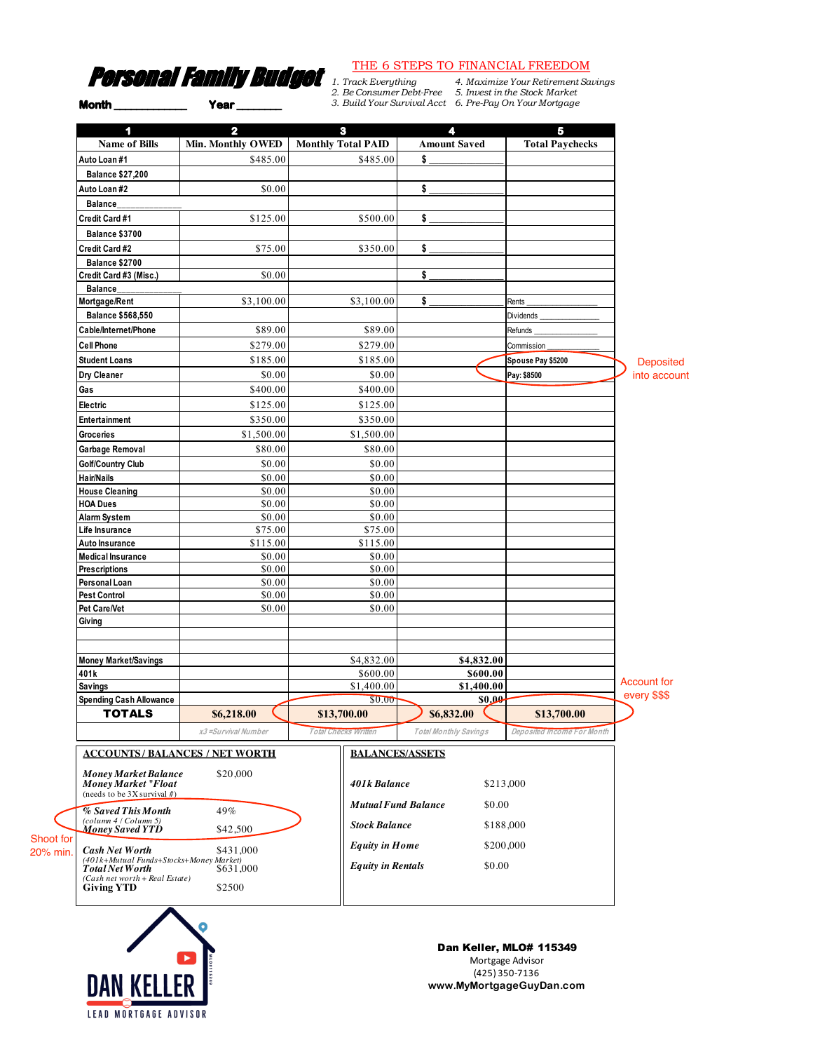# Personal Family Budget

**Month** ____________ **Year** _______

THE 6 STEPS TO FINANCIAL FREEDOM

1. *Track Everything*
2. *Be Consumer Debt-Free*
3. *Build Your Survival Acct*
4. *Maximize Your Retirement Savings*
5. *Invest in the Stock Market*
6. *Pre-Pay On Your Mortgage*

| 1 Name of Bills | 2 Min. Monthly OWED | 3 Monthly Total PAID | 4 Amount Saved | 5 Total Paychecks |
|---|---|---|---|---|
| Auto Loan #1 | $485.00 | $485.00 | $ ___________ | |
| Balance $27,200 | | | | |
| Auto Loan #2 | $0.00 | | $ ___________ | |
| Balance___________ | | | | |
| Credit Card #1 | $125.00 | $500.00 | $ ___________ | |
| Balance $3700 | | | | |
| Credit Card #2 | $75.00 | $350.00 | $ ___________ | |
| Balance $2700 | | | | |
| Credit Card #3 (Misc.) | $0.00 | | $ ___________ | |
| Balance___________ | | | | |
| Mortgage/Rent | $3,100.00 | $3,100.00 | $ ___________ | Rents ___________ |
| Balance $568,550 | | | | Dividends ___________ |
| Cable/Internet/Phone | $89.00 | $89.00 | | Refunds ___________ |
| Cell Phone | $279.00 | $279.00 | | Commission ___________ |
| Student Loans | $185.00 | $185.00 | | Spouse Pay $5200 |
| Dry Cleaner | $0.00 | $0.00 | | Pay: $8500 |
| Gas | $400.00 | $400.00 | | |
| Electric | $125.00 | $125.00 | | |
| Entertainment | $350.00 | $350.00 | | |
| Groceries | $1,500.00 | $1,500.00 | | |
| Garbage Removal | $80.00 | $80.00 | | |
| Golf/Country Club | $0.00 | $0.00 | | |
| Hair/Nails | $0.00 | $0.00 | | |
| House Cleaning | $0.00 | $0.00 | | |
| HOA Dues | $0.00 | $0.00 | | |
| Alarm System | $0.00 | $0.00 | | |
| Life Insurance | $75.00 | $75.00 | | |
| Auto Insurance | $115.00 | $115.00 | | |
| Medical Insurance | $0.00 | $0.00 | | |
| Prescriptions | $0.00 | $0.00 | | |
| Personal Loan | $0.00 | $0.00 | | |
| Pest Control | $0.00 | $0.00 | | |
| Pet Care/Vet | $0.00 | $0.00 | | |
| Giving | | | | |
| | | | | |
| | | | | |
| Money Market/Savings | | $4,832.00 | $4,832.00 | |
| 401k | | $600.00 | $600.00 | |
| Savings | | $1,400.00 | $1,400.00 | |
| Spending Cash Allowance | | $0.00 | $0.00 | |
| **TOTALS** | **$6,218.00** | **$13,700.00** | **$6,832.00** | **$13,700.00** |
| | *x3 =Survival Number* | *Total Checks Written* | *Total Monthly Savings* | *Deposited Income For Month* |

Deposited into account

Account for every $$$

### ACCOUNTS / BALANCES / NET WORTH

| | |
|---|---|
| ***Money Market Balance*** | $20,000 |
| ***Money Market "Float*** (needs to be 3X survival #) | |
| ***% Saved This Month*** (column 4 / Column 5) | 49% |
| ***Money Saved YTD*** | $42,500 |
| ***Cash Net Worth*** (401k+Mutual Funds+Stocks+Money Market) | $431,000 |
| ***Total Net Worth*** (Cash net worth + Real Estate) | $631,000 |
| **Giving YTD** | $2500 |

Shoot for 20% min.

### BALANCES/ASSETS

| | |
|---|---|
| ***401k Balance*** | $213,000 |
| ***Mutual Fund Balance*** | $0.00 |
| ***Stock Balance*** | $188,000 |
| ***Equity in Home*** | $200,000 |
| ***Equity in Rentals*** | $0.00 |

DAN KELLER
LEAD MORTGAGE ADVISOR

**Dan Keller, MLO# 115349**
Mortgage Advisor
(425) 350-7136
**www.MyMortgageGuyDan.com**